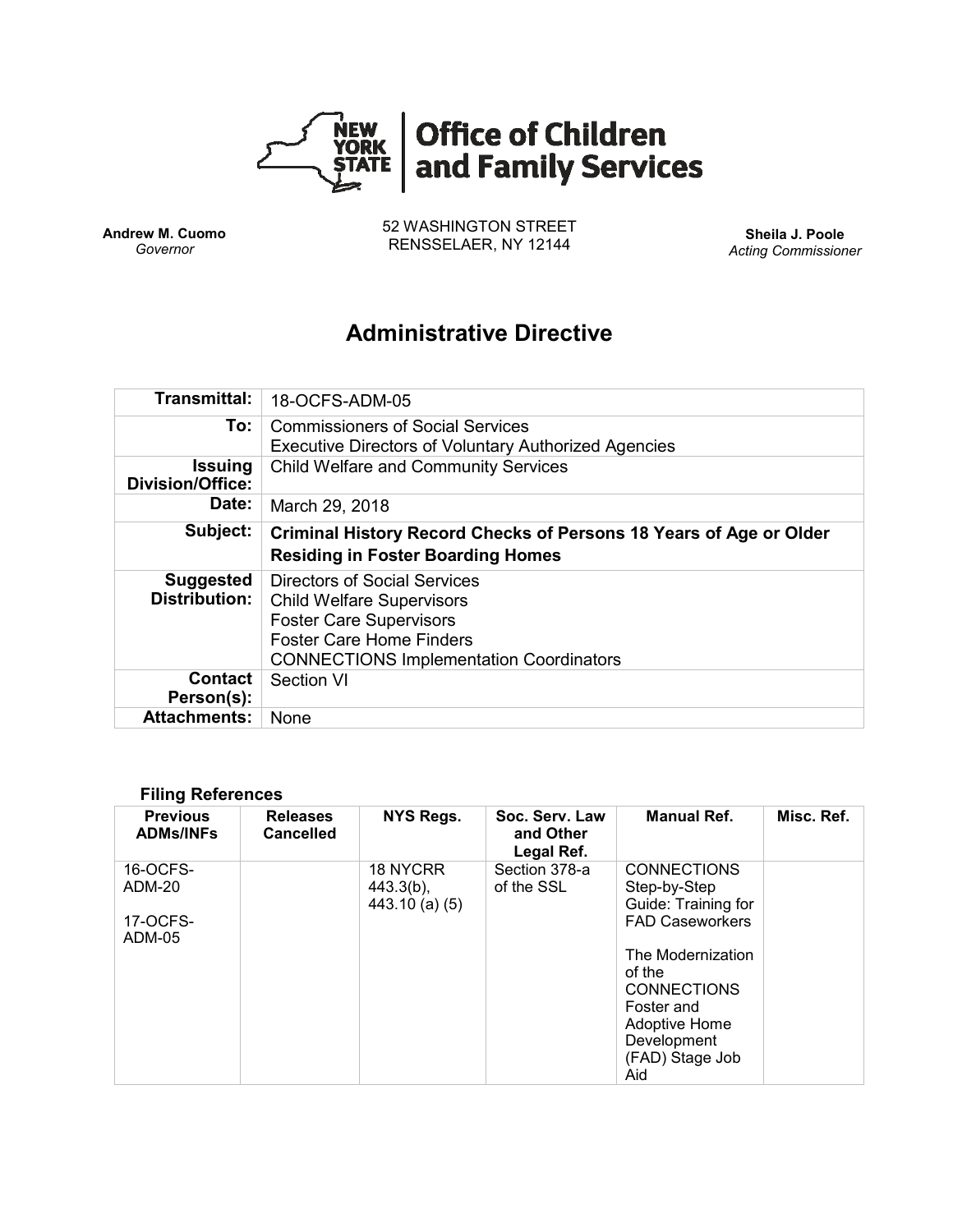# Office of Children and Family Services

**Andrew M. Cuomo**
*Governor*

52 WASHINGTON STREET
RENSSELAER, NY 12144

**Sheila J. Poole**
*Acting Commissioner*

## Administrative Directive

| | |
|---|---|
| **Transmittal:** | 18-OCFS-ADM-05 |
| **To:** | Commissioners of Social Services<br>Executive Directors of Voluntary Authorized Agencies |
| **Issuing Division/Office:** | Child Welfare and Community Services |
| **Date:** | March 29, 2018 |
| **Subject:** | **Criminal History Record Checks of Persons 18 Years of Age or Older Residing in Foster Boarding Homes** |
| **Suggested Distribution:** | Directors of Social Services<br>Child Welfare Supervisors<br>Foster Care Supervisors<br>Foster Care Home Finders<br>CONNECTIONS Implementation Coordinators |
| **Contact Person(s):** | Section VI |
| **Attachments:** | None |

### Filing References

| Previous ADMs/INFs | Releases Cancelled | NYS Regs. | Soc. Serv. Law and Other Legal Ref. | Manual Ref. | Misc. Ref. |
|---|---|---|---|---|---|
| 16-OCFS-ADM-20<br><br>17-OCFS-ADM-05 | | 18 NYCRR 443.3(b), 443.10 (a) (5) | Section 378-a of the SSL | CONNECTIONS Step-by-Step Guide: Training for FAD Caseworkers<br><br>The Modernization of the CONNECTIONS Foster and Adoptive Home Development (FAD) Stage Job Aid | |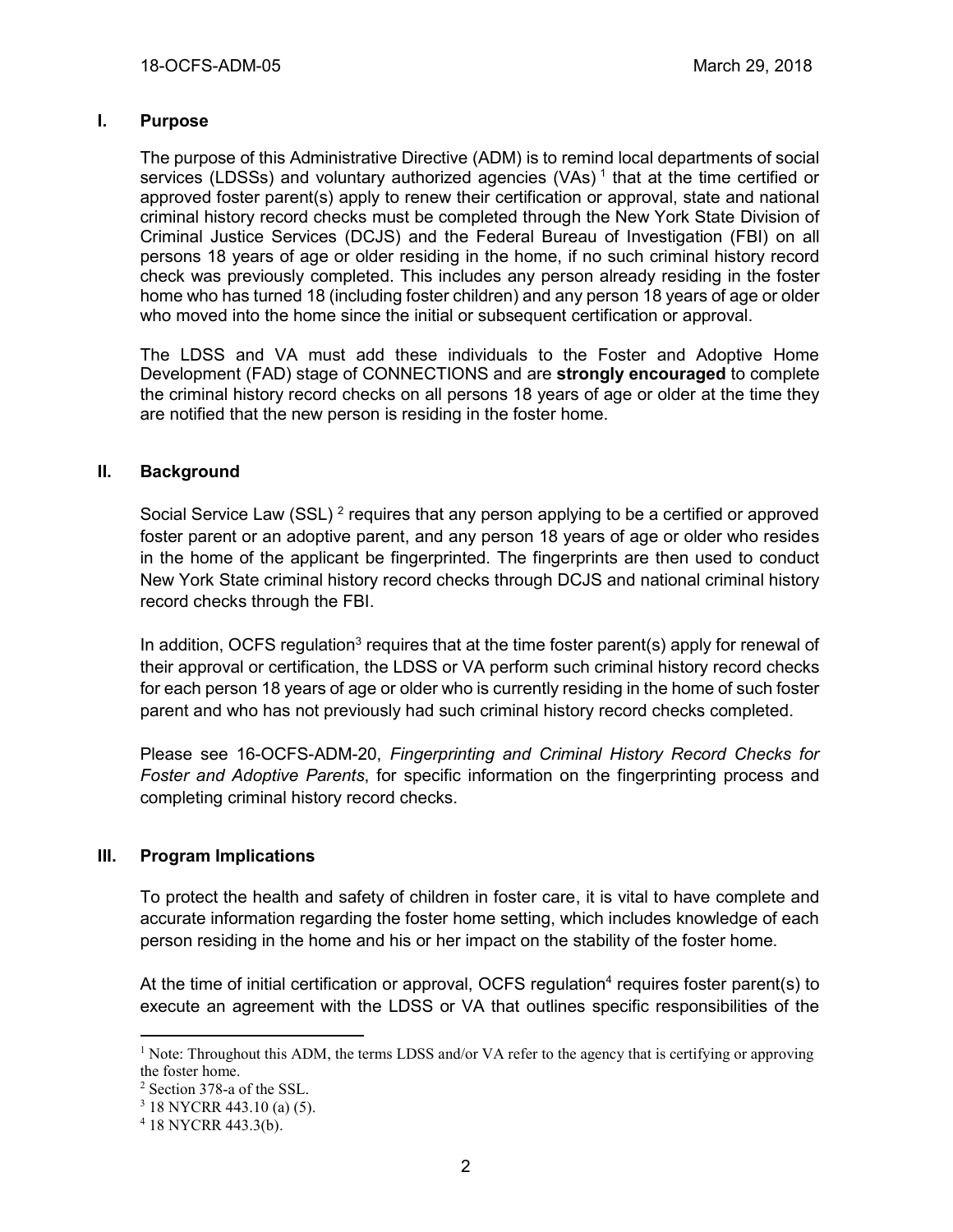## I. Purpose

The purpose of this Administrative Directive (ADM) is to remind local departments of social services (LDSSs) and voluntary authorized agencies (VAs) [1] that at the time certified or approved foster parent(s) apply to renew their certification or approval, state and national criminal history record checks must be completed through the New York State Division of Criminal Justice Services (DCJS) and the Federal Bureau of Investigation (FBI) on all persons 18 years of age or older residing in the home, if no such criminal history record check was previously completed. This includes any person already residing in the foster home who has turned 18 (including foster children) and any person 18 years of age or older who moved into the home since the initial or subsequent certification or approval.

The LDSS and VA must add these individuals to the Foster and Adoptive Home Development (FAD) stage of CONNECTIONS and are **strongly encouraged** to complete the criminal history record checks on all persons 18 years of age or older at the time they are notified that the new person is residing in the foster home.

## II. Background

Social Service Law (SSL) [2] requires that any person applying to be a certified or approved foster parent or an adoptive parent, and any person 18 years of age or older who resides in the home of the applicant be fingerprinted. The fingerprints are then used to conduct New York State criminal history record checks through DCJS and national criminal history record checks through the FBI.

In addition, OCFS regulation[3] requires that at the time foster parent(s) apply for renewal of their approval or certification, the LDSS or VA perform such criminal history record checks for each person 18 years of age or older who is currently residing in the home of such foster parent and who has not previously had such criminal history record checks completed.

Please see 16-OCFS-ADM-20, *Fingerprinting and Criminal History Record Checks for Foster and Adoptive Parents*, for specific information on the fingerprinting process and completing criminal history record checks.

## III. Program Implications

To protect the health and safety of children in foster care, it is vital to have complete and accurate information regarding the foster home setting, which includes knowledge of each person residing in the home and his or her impact on the stability of the foster home.

At the time of initial certification or approval, OCFS regulation[4] requires foster parent(s) to execute an agreement with the LDSS or VA that outlines specific responsibilities of the

---

[1] Note: Throughout this ADM, the terms LDSS and/or VA refer to the agency that is certifying or approving the foster home.

[2] Section 378-a of the SSL.

[3] 18 NYCRR 443.10 (a) (5).

[4] 18 NYCRR 443.3(b).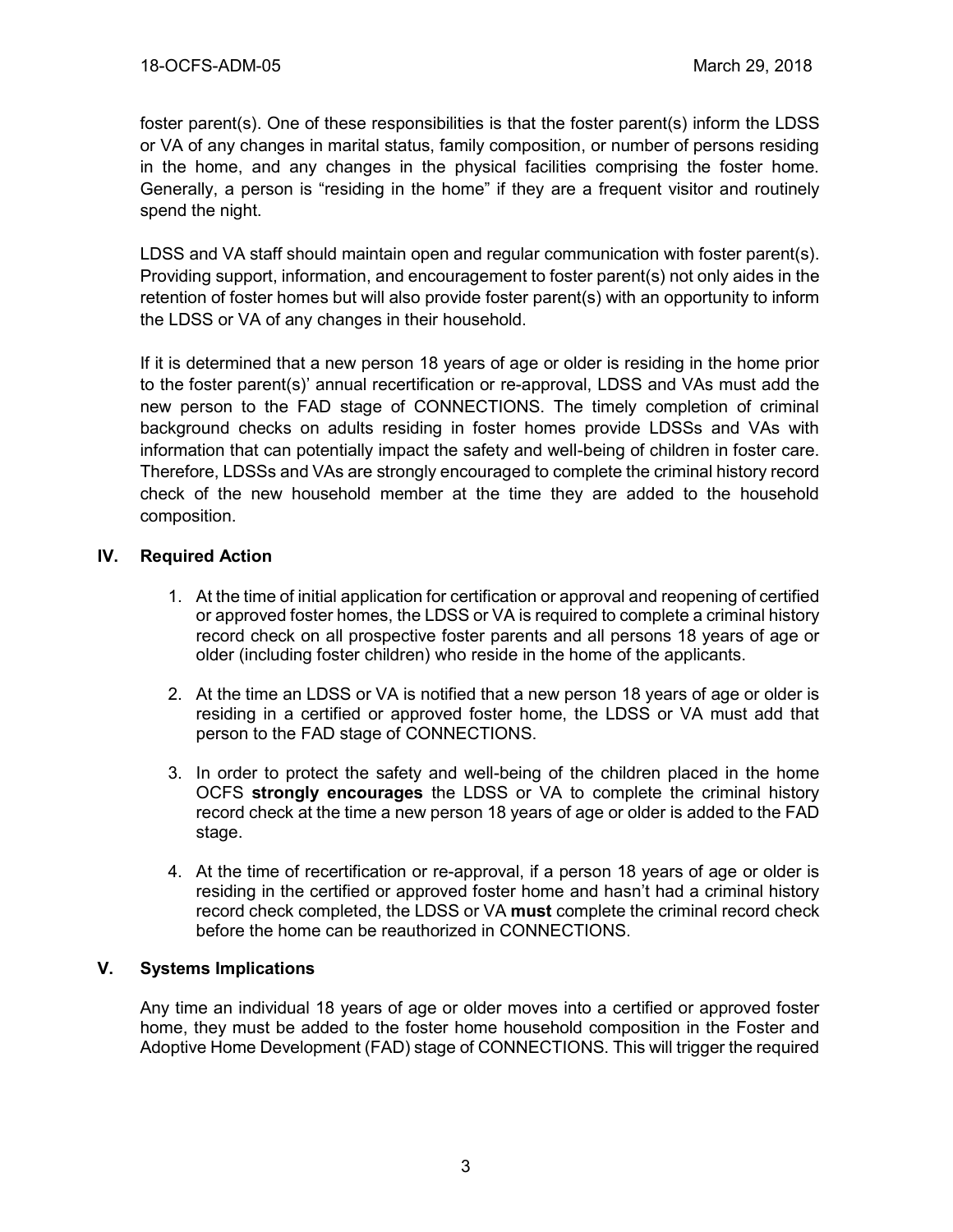foster parent(s). One of these responsibilities is that the foster parent(s) inform the LDSS or VA of any changes in marital status, family composition, or number of persons residing in the home, and any changes in the physical facilities comprising the foster home. Generally, a person is "residing in the home" if they are a frequent visitor and routinely spend the night.

LDSS and VA staff should maintain open and regular communication with foster parent(s). Providing support, information, and encouragement to foster parent(s) not only aides in the retention of foster homes but will also provide foster parent(s) with an opportunity to inform the LDSS or VA of any changes in their household.

If it is determined that a new person 18 years of age or older is residing in the home prior to the foster parent(s)' annual recertification or re-approval, LDSS and VAs must add the new person to the FAD stage of CONNECTIONS. The timely completion of criminal background checks on adults residing in foster homes provide LDSSs and VAs with information that can potentially impact the safety and well-being of children in foster care. Therefore, LDSSs and VAs are strongly encouraged to complete the criminal history record check of the new household member at the time they are added to the household composition.

## IV. Required Action

1. At the time of initial application for certification or approval and reopening of certified or approved foster homes, the LDSS or VA is required to complete a criminal history record check on all prospective foster parents and all persons 18 years of age or older (including foster children) who reside in the home of the applicants.
2. At the time an LDSS or VA is notified that a new person 18 years of age or older is residing in a certified or approved foster home, the LDSS or VA must add that person to the FAD stage of CONNECTIONS.
3. In order to protect the safety and well-being of the children placed in the home OCFS **strongly encourages** the LDSS or VA to complete the criminal history record check at the time a new person 18 years of age or older is added to the FAD stage.
4. At the time of recertification or re-approval, if a person 18 years of age or older is residing in the certified or approved foster home and hasn't had a criminal history record check completed, the LDSS or VA **must** complete the criminal record check before the home can be reauthorized in CONNECTIONS.

## V. Systems Implications

Any time an individual 18 years of age or older moves into a certified or approved foster home, they must be added to the foster home household composition in the Foster and Adoptive Home Development (FAD) stage of CONNECTIONS. This will trigger the required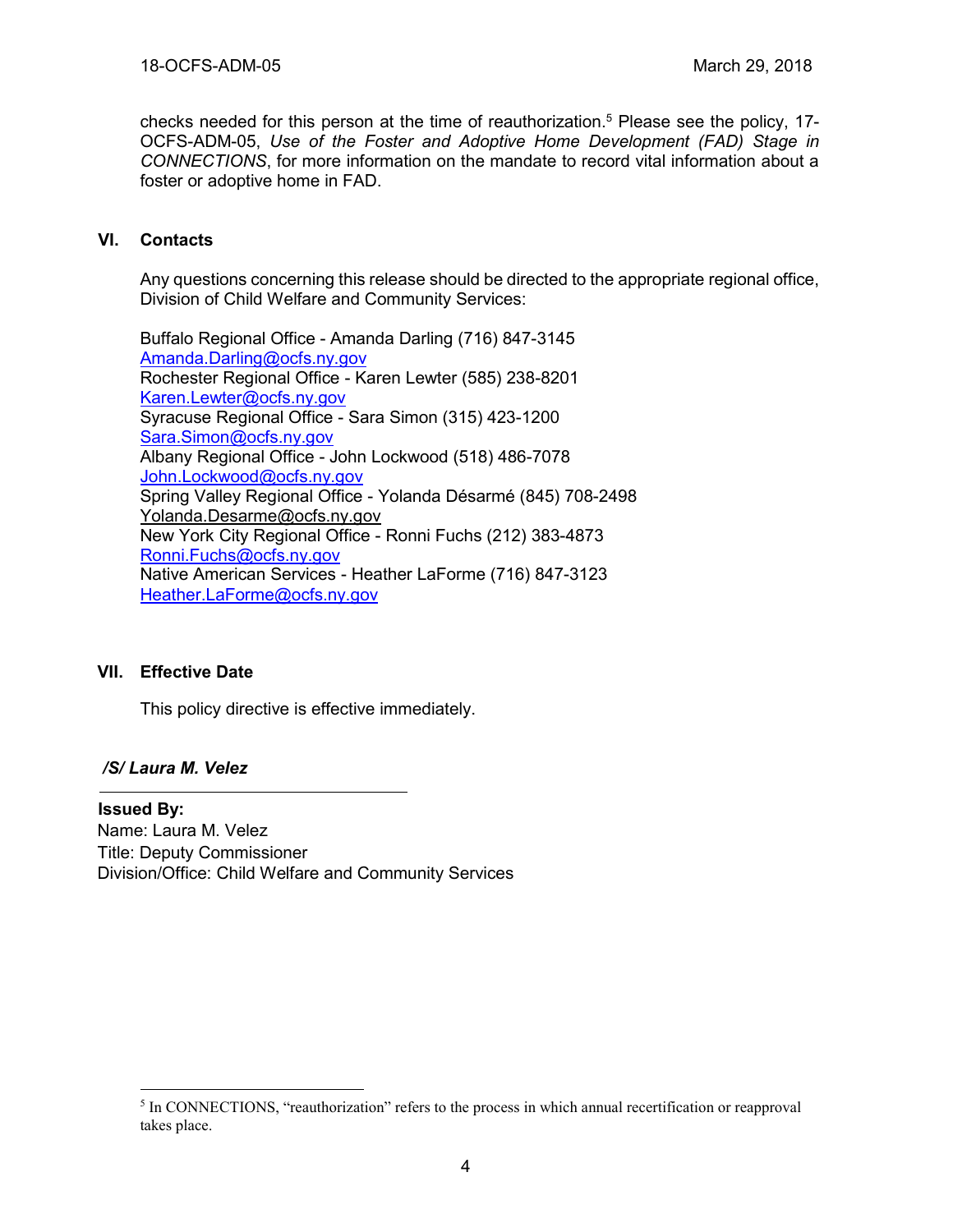checks needed for this person at the time of reauthorization.[5] Please see the policy, 17-OCFS-ADM-05, *Use of the Foster and Adoptive Home Development (FAD) Stage in CONNECTIONS*, for more information on the mandate to record vital information about a foster or adoptive home in FAD.

## VI. Contacts

Any questions concerning this release should be directed to the appropriate regional office, Division of Child Welfare and Community Services:

Buffalo Regional Office - Amanda Darling (716) 847-3145
Amanda.Darling@ocfs.ny.gov
Rochester Regional Office - Karen Lewter (585) 238-8201
Karen.Lewter@ocfs.ny.gov
Syracuse Regional Office - Sara Simon (315) 423-1200
Sara.Simon@ocfs.ny.gov
Albany Regional Office - John Lockwood (518) 486-7078
John.Lockwood@ocfs.ny.gov
Spring Valley Regional Office - Yolanda Désarmé (845) 708-2498
Yolanda.Desarme@ocfs.ny.gov
New York City Regional Office - Ronni Fuchs (212) 383-4873
Ronni.Fuchs@ocfs.ny.gov
Native American Services - Heather LaForme (716) 847-3123
Heather.LaForme@ocfs.ny.gov

## VII. Effective Date

This policy directive is effective immediately.

***/S/ Laura M. Velez***

**Issued By:**
Name: Laura M. Velez
Title: Deputy Commissioner
Division/Office: Child Welfare and Community Services

[5] In CONNECTIONS, "reauthorization" refers to the process in which annual recertification or reapproval takes place.